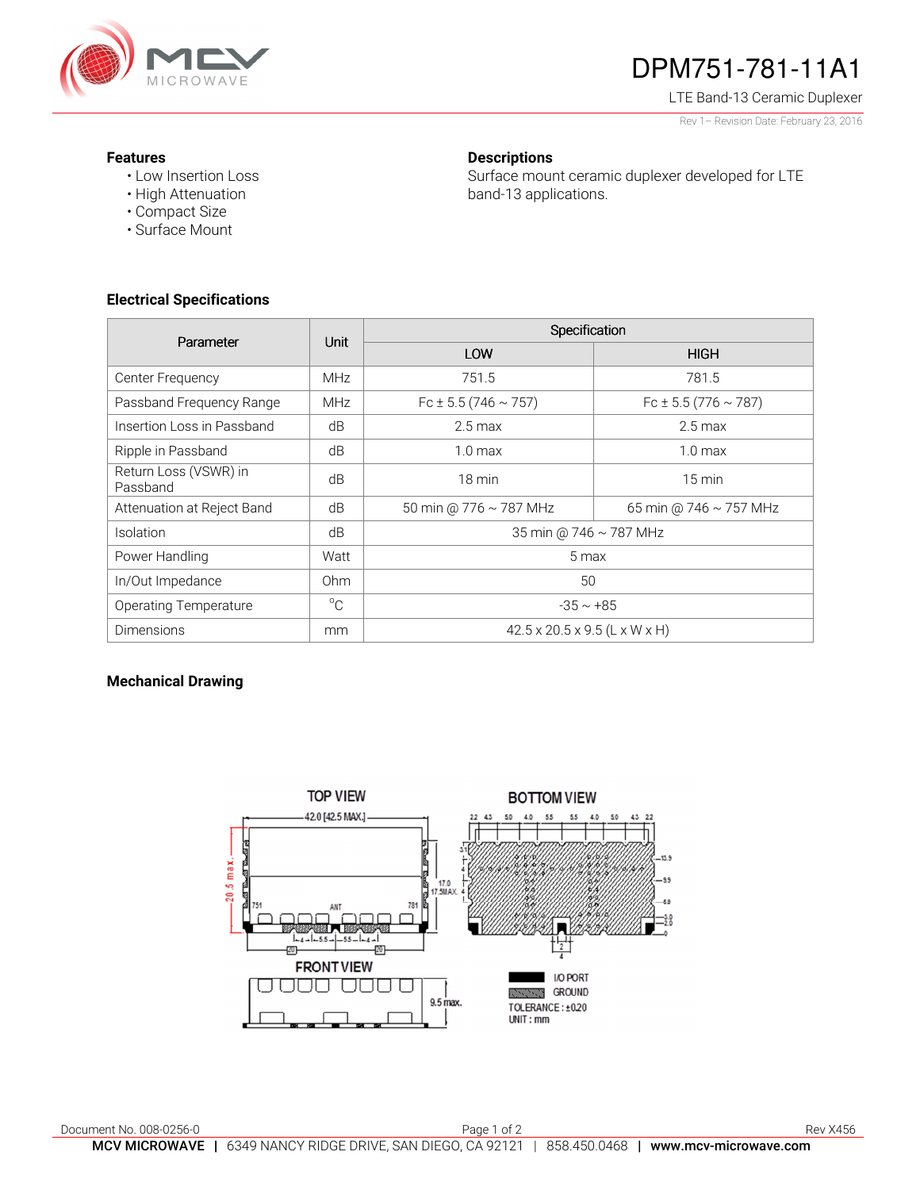# DPM751-781-11A1

LTE Band-13 Ceramic Duplexer

Rev 1 – Revision Date: February 23, 2016

## Features

- Low Insertion Loss
- High Attenuation
- Compact Size
- Surface Mount

## Descriptions

Surface mount ceramic duplexer developed for LTE band-13 applications.

## Electrical Specifications

| Parameter | Unit | Specification | |
|---|---|---|---|
| | | LOW | HIGH |
| Center Frequency | MHz | 751.5 | 781.5 |
| Passband Frequency Range | MHz | Fc ± 5.5 (746 ~ 757) | Fc ± 5.5 (776 ~ 787) |
| Insertion Loss in Passband | dB | 2.5 max | 2.5 max |
| Ripple in Passband | dB | 1.0 max | 1.0 max |
| Return Loss (VSWR) in Passband | dB | 18 min | 15 min |
| Attenuation at Reject Band | dB | 50 min @ 776 ~ 787 MHz | 65 min @ 746 ~ 757 MHz |
| Isolation | dB | 35 min @ 746 ~ 787 MHz | |
| Power Handling | Watt | 5 max | |
| In/Out Impedance | Ohm | 50 | |
| Operating Temperature | °C | -35 ~ +85 | |
| Dimensions | mm | 42.5 x 20.5 x 9.5 (L x W x H) | |

## Mechanical Drawing

TOP VIEW

BOTTOM VIEW

FRONT VIEW

I/O PORT

GROUND

TOLERANCE : ±0.20

UNIT : mm

Document No. 008-0256-0

Rev X456

**MCV MICROWAVE** | 6349 NANCY RIDGE DRIVE, SAN DIEGO, CA 92121 | 858.450.0468 | **www.mcv-microwave.com**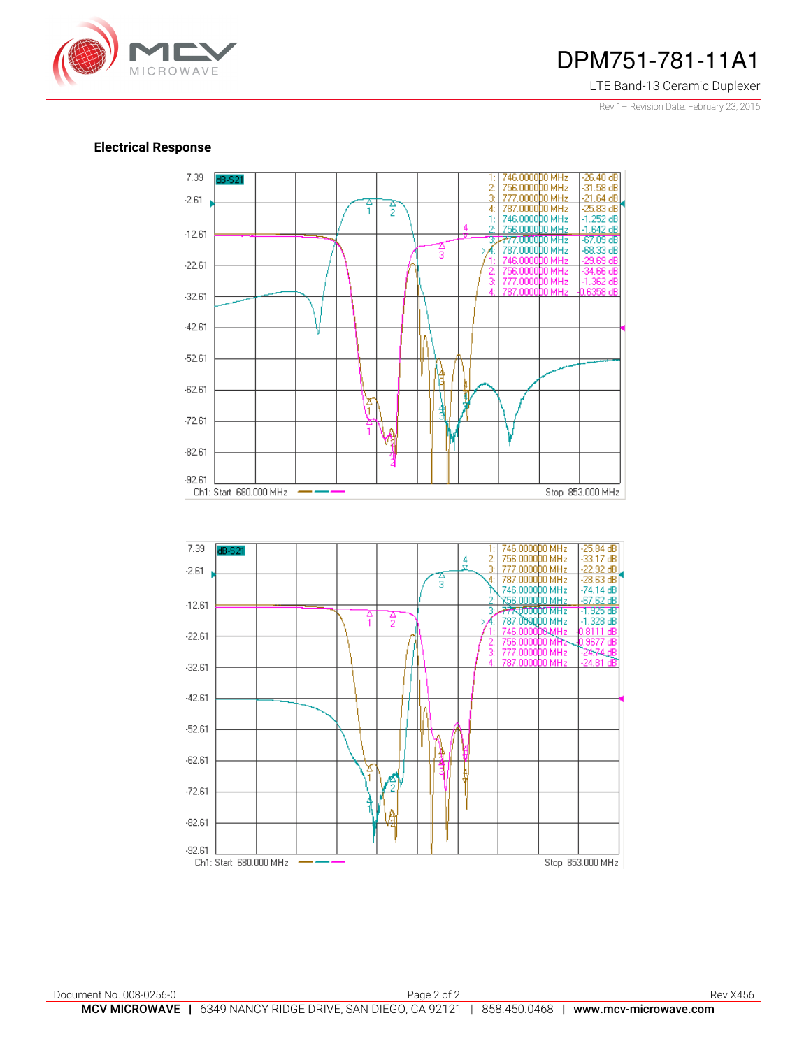## Electrical Response

7.39
-2.61
-12.61
-22.61
-32.61
-42.61
-52.61
-62.61
-72.61
-82.61
-92.61

dB-S21

1: 746.000000 MHz -26.40 dB
2: 756.000000 MHz -31.58 dB
3: 777.000000 MHz -21.64 dB
4: 787.000000 MHz -25.83 dB
1: 746.000000 MHz -1.252 dB
2: 756.000000 MHz -1.642 dB
3: 777.000000 MHz -67.09 dB
> 4: 787.000000 MHz -68.33 dB
1: 746.000000 MHz -29.69 dB
2: 756.000000 MHz -34.66 dB
3: 777.000000 MHz -1.362 dB
4: 787.000000 MHz -0.6358 dB

Ch1: Start 680.000 MHz Stop 853.000 MHz

7.39
-2.61
-12.61
-22.61
-32.61
-42.61
-52.61
-62.61
-72.61
-82.61
-92.61

dB-S21

1: 746.000000 MHz -25.84 dB
2: 756.000000 MHz -33.17 dB
3: 777.000000 MHz -22.92 dB
4: 787.000000 MHz -28.63 dB
1: 746.000000 MHz -74.14 dB
2: 756.000000 MHz -67.62 dB
3: 777.000000 MHz -1.925 dB
> 4: 787.000000 MHz -1.328 dB
1: 746.000000 MHz -0.8111 dB
2: 756.000000 MHz -0.9677 dB
3: 777.000000 MHz -24.74 dB
4: 787.000000 MHz -24.81 dB

Ch1: Start 680.000 MHz Stop 853.000 MHz